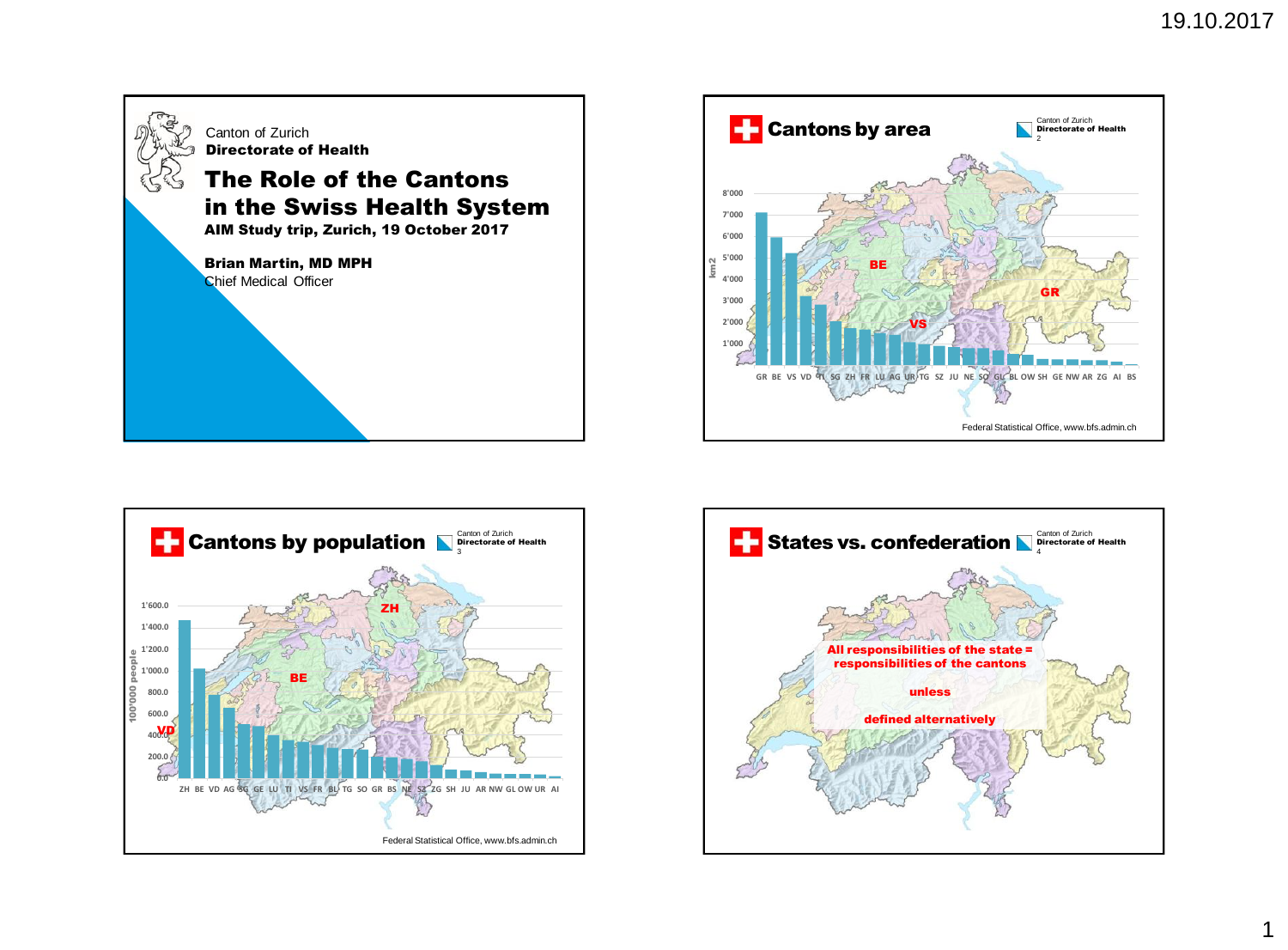Canton of Zurich
**Directorate of Health**

# The Role of the Cantons in the Swiss Health System

**AIM Study trip, Zurich, 19 October 2017**

**Brian Martin, MD MPH**
Chief Medical Officer

---

## Cantons by area

Canton of Zurich
**Directorate of Health**

km2

8'000
7'000
6'000
5'000
4'000
3'000
2'000
1'000

BE, GR, VS

GR BE VS VD TI SG ZH FR LU AG UR TG SZ JU NE SO GL BL OW SH GE NW AR ZG AI BS

Federal Statistical Office, www.bfs.admin.ch

---

## Cantons by population

Canton of Zurich
**Directorate of Health**

100'000 people

1'600.0
1'400.0
1'200.0
1'000.0
800.0
600.0
400.0
200.0
0.0

ZH, BE, VD

ZH BE VD AG SG GE LU TI VS FR BL TG SO GR BS NE SZ ZG SH JU AR NW GL OW UR AI

Federal Statistical Office, www.bfs.admin.ch

---

## States vs. confederation

Canton of Zurich
**Directorate of Health**

**All responsibilities of the state = responsibilities of the cantons**

**unless**

**defined alternatively**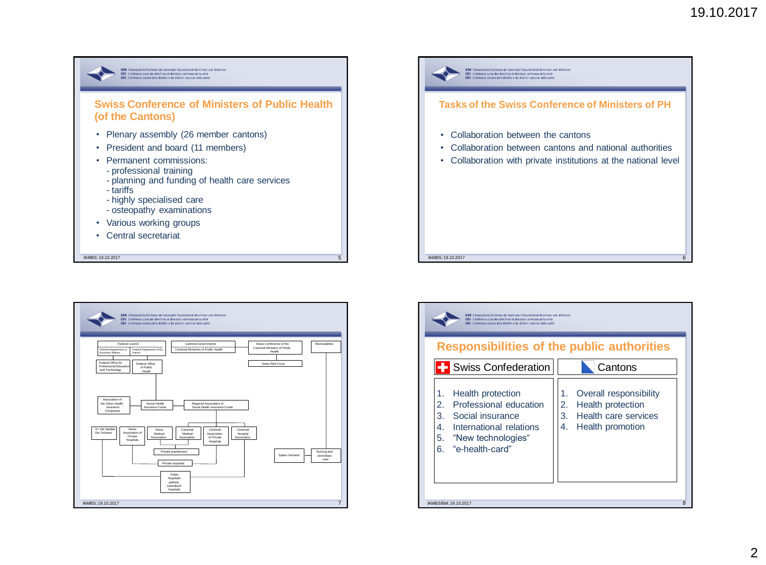## Swiss Conference of Ministers of Public Health (of the Cantons)

- Plenary assembly (26 member cantons)
- President and board (11 members)
- Permanent commissions:
  - professional training
  - planning and funding of health care services
  - tariffs
  - highly specialised care
  - osteopathy examinations
- Various working groups
- Central secretariat

## Tasks of the Swiss Conference of Ministers of PH

- Collaboration between the cantons
- Collaboration between cantons and national authorities
- Collaboration with private institutions at the national level

Federal Council

Federal Département of Economic Affaires | Federal Department of the interior

Federal Office for Professional Education and Technology | Federal Office of Public Health

Cantonal Governments

Cantonal Ministries of Public Health

Swiss Conference of the Cantonal Ministers of Public Health

Swiss Red Cross

Municipalities

Association of the Swiss Health Insurance Companies | Social Health Insurance Funds | Regional Association of Social Health Insurance Funds

H+ Die Spitäler Der Schweiz | Swiss Association of Private Hospitals | Swiss Medical Association | Cantonal Medical Association | Cantonal Association of Private Hospitals | Cantonal Hospital Association

Private practitioners

Private hospitals

Public hospitals/ publicly-subsidised hospitals

Spitex-Verband | Nursing and domiciliary care

## Responsibilities of the public authorities

| Swiss Confederation | Cantons |
| --- | --- |
| 1. Health protection<br>2. Professional education<br>3. Social insurance<br>4. International relations<br>5. “New technologies“<br>6. “e-health-card” | 1. Overall responsibility<br>2. Health protection<br>3. Health care services<br>4. Health promotion |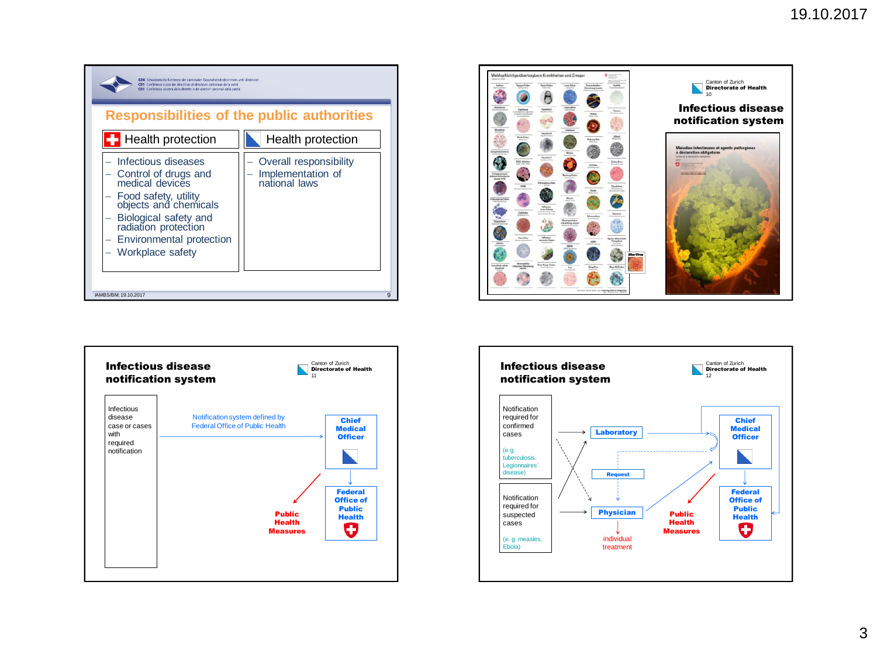## Responsibilities of the public authorities

GDK Schweizerische Konferenz der kantonalen Gesundheitsdirektorinnen und -direktoren
CDS Conférence suisse des directrices et directeurs cantonaux de la santé
CDS Conferenza svizzera delle direttrici e dei direttori cantonali della sanità

| Health protection (Federal) | Health protection (Canton) |
|---|---|
| – Infectious diseases<br>– Control of drugs and medical devices<br>– Food safety, utility objects and chemicals<br>– Biological safety and radiation protection<br>– Environmental protection<br>– Workplace safety | – Overall responsibility<br>– Implementation of national laws |

IAMBS/BM; 19.10.2017

---

## Infectious disease notification system

Canton of Zurich
**Directorate of Health**

Meldepflichtige übertragbare Krankheiten und Erreger

Maladies infectieuses et agents pathogènes à déclaration obligatoire

---

## Infectious disease notification system

Canton of Zurich
**Directorate of Health**

Infectious disease case or cases with required notification

Notification system defined by Federal Office of Public Health → **Chief Medical Officer** → **Federal Office of Public Health** → **Public Health Measures**

---

## Infectious disease notification system

Canton of Zurich
**Directorate of Health**

Notification required for confirmed cases (e.g. tuberculosis, Legionnaires' disease)

Notification required for suspected cases (e. g. measles, Ebola)

**Laboratory** → **Chief Medical Officer**

**Request**

**Physician** → individual treatment

**Chief Medical Officer** → **Federal Office of Public Health**

**Public Health Measures**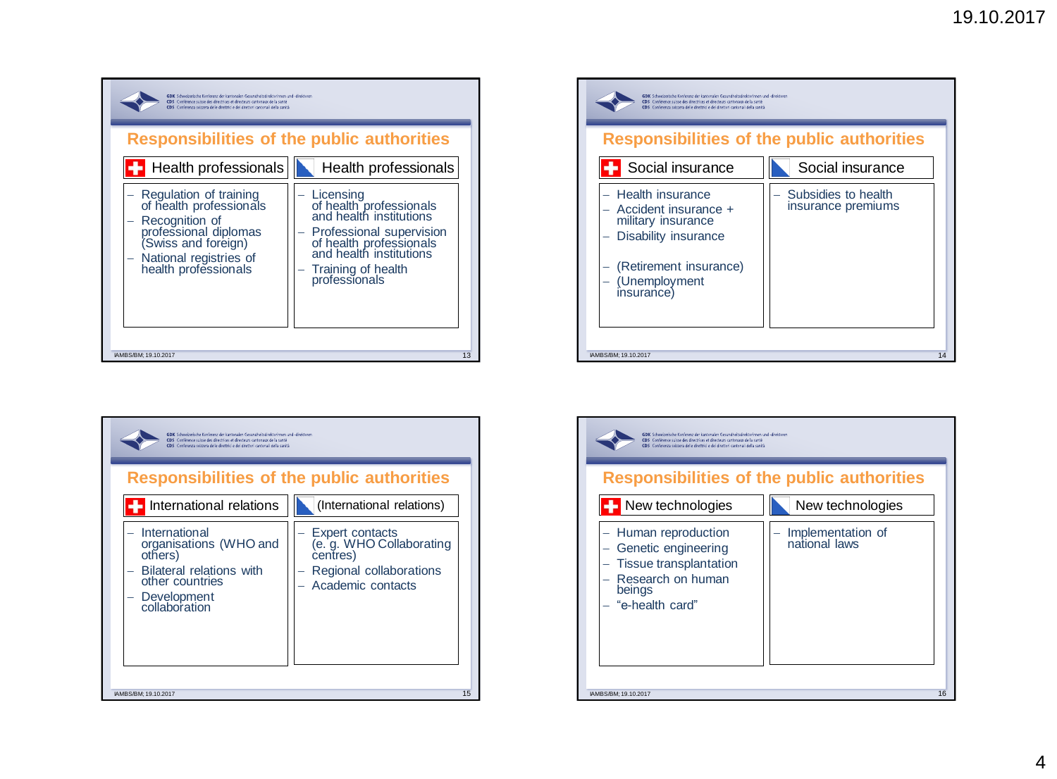## Responsibilities of the public authorities

| Health professionals (Confederation) | Health professionals (Cantons) |
| --- | --- |
| – Regulation of training of health professionals<br>– Recognition of professional diplomas (Swiss and foreign)<br>– National registries of health professionals | – Licensing of health professionals and health institutions<br>– Professional supervision of health professionals and health institutions<br>– Training of health professionals |

## Responsibilities of the public authorities

| Social insurance (Confederation) | Social insurance (Cantons) |
| --- | --- |
| – Health insurance<br>– Accident insurance + military insurance<br>– Disability insurance<br>– (Retirement insurance)<br>– (Unemployment insurance) | – Subsidies to health insurance premiums |

## Responsibilities of the public authorities

| International relations (Confederation) | (International relations) (Cantons) |
| --- | --- |
| – International organisations (WHO and others)<br>– Bilateral relations with other countries<br>– Development collaboration | – Expert contacts (e. g. WHO Collaborating centres)<br>– Regional collaborations<br>– Academic contacts |

## Responsibilities of the public authorities

| New technologies (Confederation) | New technologies (Cantons) |
| --- | --- |
| – Human reproduction<br>– Genetic engineering<br>– Tissue transplantation<br>– Research on human beings<br>– "e-health card" | – Implementation of national laws |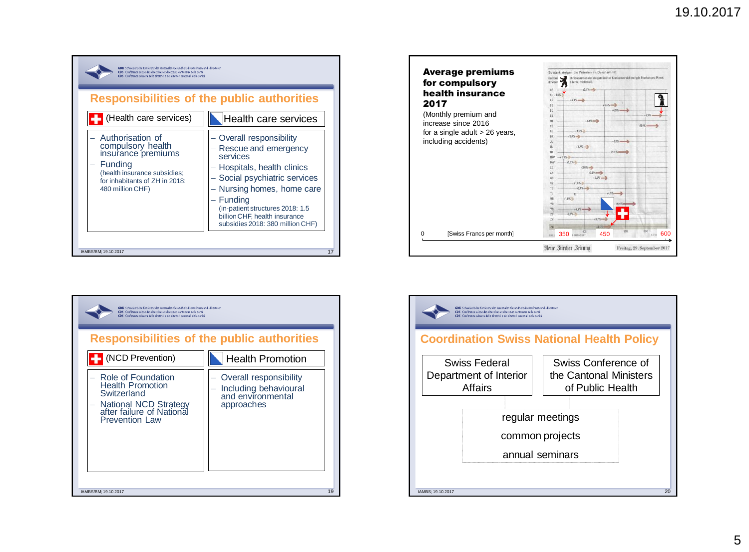## Responsibilities of the public authorities

| (Health care services) | Health care services |
| --- | --- |
| – Authorisation of compulsory health insurance premiums<br>– Funding<br>(health insurance subsidies; for inhabitants of ZH in 2018: 480 million CHF) | – Overall responsibility<br>– Rescue and emergency services<br>– Hospitals, health clinics<br>– Social psychiatric services<br>– Nursing homes, home care<br>– Funding<br>(in-patient structures 2018: 1.5 billion CHF, health insurance subsidies 2018: 380 million CHF) |

**Average premiums for compulsory health insurance 2017**

(Monthly premium and increase since 2016 for a single adult > 26 years, including accidents)

0

[Swiss Francs per month]

350

450

600

## Responsibilities of the public authorities

| (NCD Prevention) | Health Promotion |
| --- | --- |
| – Role of Foundation Health Promotion Switzerland<br>– National NCD Strategy after failure of National Prevention Law | – Overall responsibility<br>– Including behavioural and environmental approaches |

## Coordination Swiss National Health Policy

Swiss Federal Department of Interior Affairs

Swiss Conference of the Cantonal Ministers of Public Health

regular meetings

common projects

annual seminars